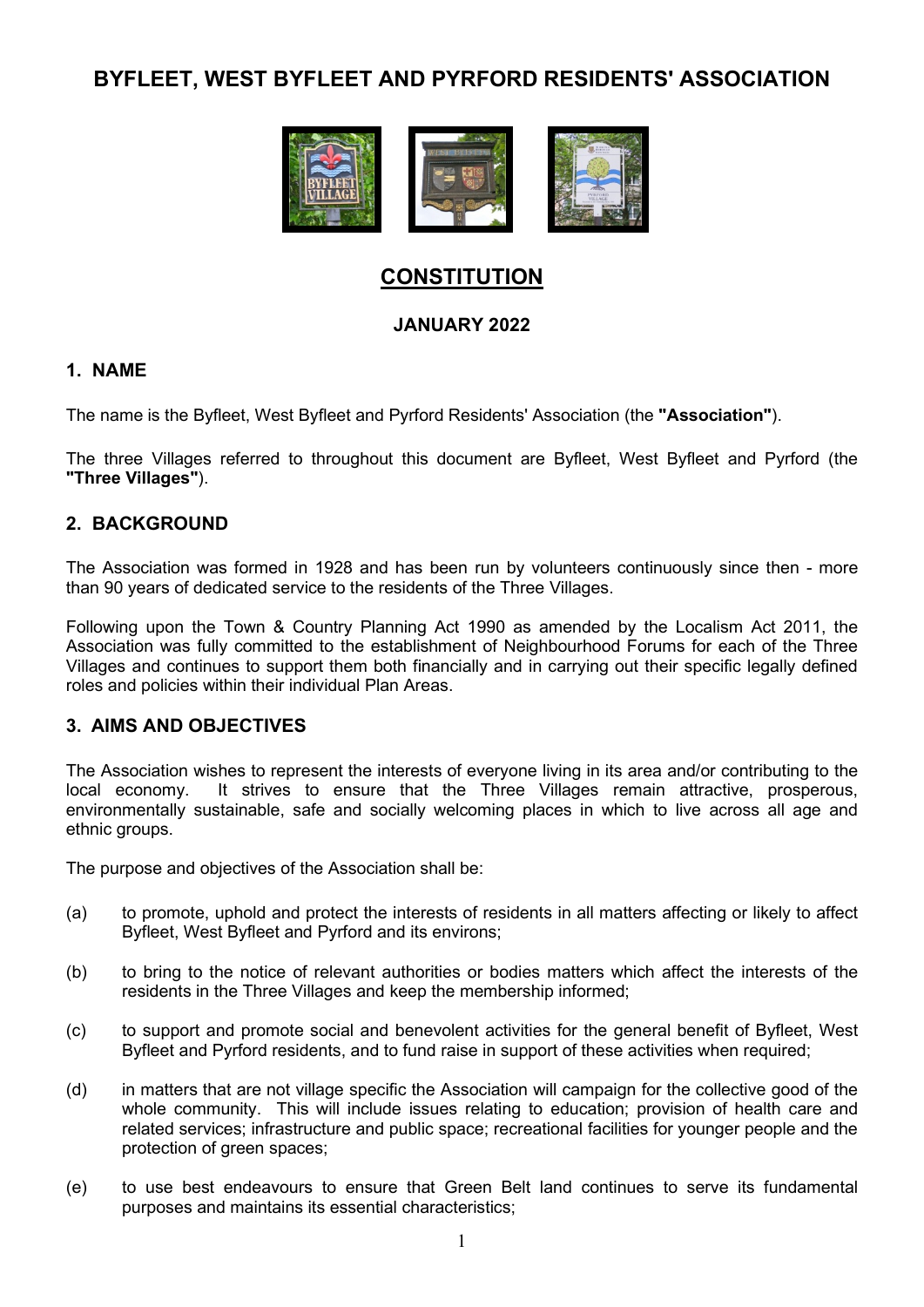# BYFLEET, WEST BYFLEET AND PYRFORD RESIDENTS' ASSOCIATION

## CONSTITUTION

**JANUARY 2022**

### 1. NAME

The name is the Byfleet, West Byfleet and Pyrford Residents' Association (the **"Association"**).

The three Villages referred to throughout this document are Byfleet, West Byfleet and Pyrford (the **"Three Villages"**).

### 2. BACKGROUND

The Association was formed in 1928 and has been run by volunteers continuously since then - more than 90 years of dedicated service to the residents of the Three Villages.

Following upon the Town & Country Planning Act 1990 as amended by the Localism Act 2011, the Association was fully committed to the establishment of Neighbourhood Forums for each of the Three Villages and continues to support them both financially and in carrying out their specific legally defined roles and policies within their individual Plan Areas.

### 3. AIMS AND OBJECTIVES

The Association wishes to represent the interests of everyone living in its area and/or contributing to the local economy. It strives to ensure that the Three Villages remain attractive, prosperous, environmentally sustainable, safe and socially welcoming places in which to live across all age and ethnic groups.

The purpose and objectives of the Association shall be:

(a) to promote, uphold and protect the interests of residents in all matters affecting or likely to affect Byfleet, West Byfleet and Pyrford and its environs;

(b) to bring to the notice of relevant authorities or bodies matters which affect the interests of the residents in the Three Villages and keep the membership informed;

(c) to support and promote social and benevolent activities for the general benefit of Byfleet, West Byfleet and Pyrford residents, and to fund raise in support of these activities when required;

(d) in matters that are not village specific the Association will campaign for the collective good of the whole community. This will include issues relating to education; provision of health care and related services; infrastructure and public space; recreational facilities for younger people and the protection of green spaces;

(e) to use best endeavours to ensure that Green Belt land continues to serve its fundamental purposes and maintains its essential characteristics;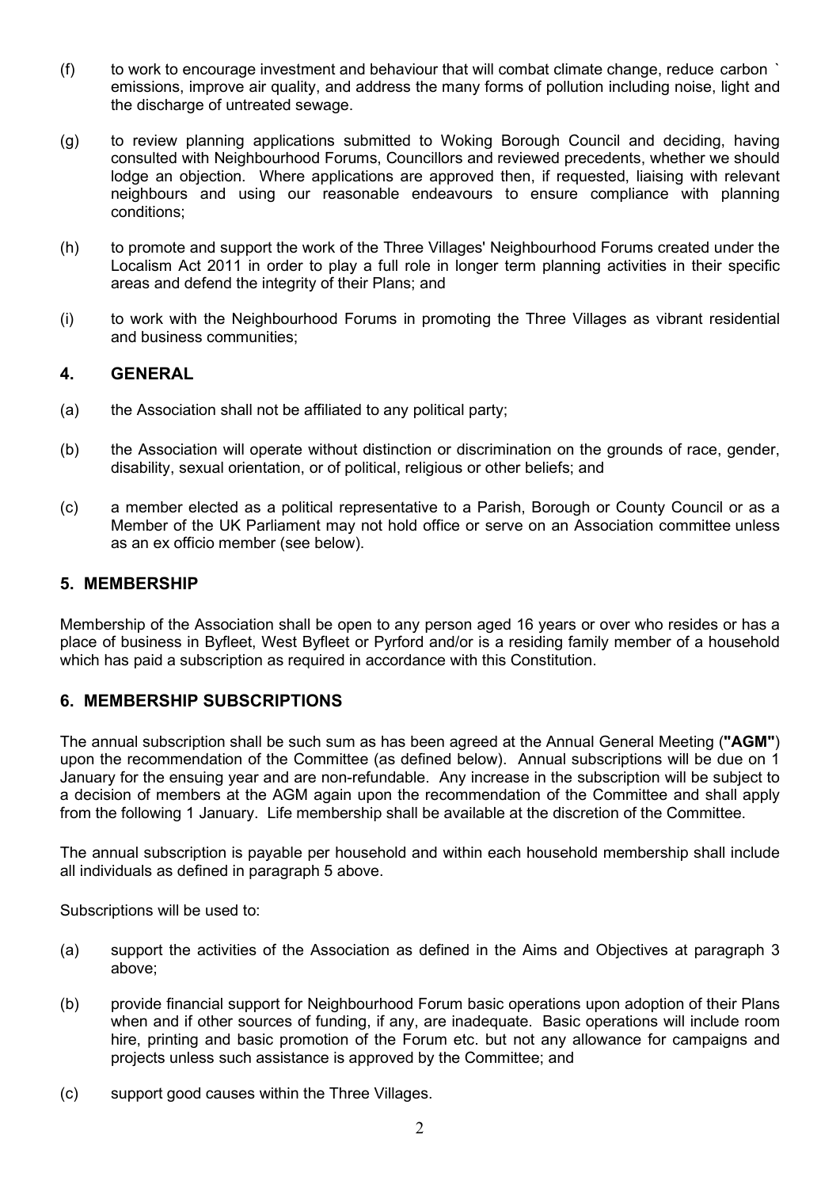(f) to work to encourage investment and behaviour that will combat climate change, reduce carbon ` emissions, improve air quality, and address the many forms of pollution including noise, light and the discharge of untreated sewage.

(g) to review planning applications submitted to Woking Borough Council and deciding, having consulted with Neighbourhood Forums, Councillors and reviewed precedents, whether we should lodge an objection. Where applications are approved then, if requested, liaising with relevant neighbours and using our reasonable endeavours to ensure compliance with planning conditions;

(h) to promote and support the work of the Three Villages' Neighbourhood Forums created under the Localism Act 2011 in order to play a full role in longer term planning activities in their specific areas and defend the integrity of their Plans; and

(i) to work with the Neighbourhood Forums in promoting the Three Villages as vibrant residential and business communities;

## 4. GENERAL

(a) the Association shall not be affiliated to any political party;

(b) the Association will operate without distinction or discrimination on the grounds of race, gender, disability, sexual orientation, or of political, religious or other beliefs; and

(c) a member elected as a political representative to a Parish, Borough or County Council or as a Member of the UK Parliament may not hold office or serve on an Association committee unless as an ex officio member (see below).

## 5. MEMBERSHIP

Membership of the Association shall be open to any person aged 16 years or over who resides or has a place of business in Byfleet, West Byfleet or Pyrford and/or is a residing family member of a household which has paid a subscription as required in accordance with this Constitution.

## 6. MEMBERSHIP SUBSCRIPTIONS

The annual subscription shall be such sum as has been agreed at the Annual General Meeting (**"AGM"**) upon the recommendation of the Committee (as defined below). Annual subscriptions will be due on 1 January for the ensuing year and are non-refundable. Any increase in the subscription will be subject to a decision of members at the AGM again upon the recommendation of the Committee and shall apply from the following 1 January. Life membership shall be available at the discretion of the Committee.

The annual subscription is payable per household and within each household membership shall include all individuals as defined in paragraph 5 above.

Subscriptions will be used to:

(a) support the activities of the Association as defined in the Aims and Objectives at paragraph 3 above;

(b) provide financial support for Neighbourhood Forum basic operations upon adoption of their Plans when and if other sources of funding, if any, are inadequate. Basic operations will include room hire, printing and basic promotion of the Forum etc. but not any allowance for campaigns and projects unless such assistance is approved by the Committee; and

(c) support good causes within the Three Villages.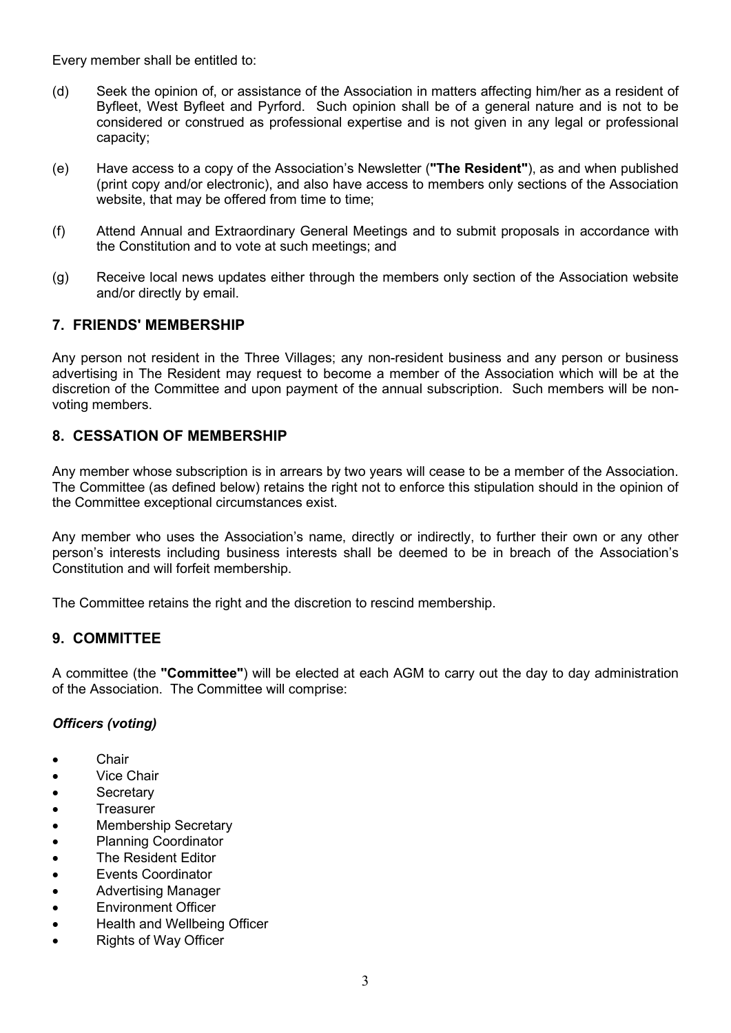Every member shall be entitled to:

(d) Seek the opinion of, or assistance of the Association in matters affecting him/her as a resident of Byfleet, West Byfleet and Pyrford. Such opinion shall be of a general nature and is not to be considered or construed as professional expertise and is not given in any legal or professional capacity;

(e) Have access to a copy of the Association's Newsletter (**"The Resident"**), as and when published (print copy and/or electronic), and also have access to members only sections of the Association website, that may be offered from time to time;

(f) Attend Annual and Extraordinary General Meetings and to submit proposals in accordance with the Constitution and to vote at such meetings; and

(g) Receive local news updates either through the members only section of the Association website and/or directly by email.

## 7. FRIENDS' MEMBERSHIP

Any person not resident in the Three Villages; any non-resident business and any person or business advertising in The Resident may request to become a member of the Association which will be at the discretion of the Committee and upon payment of the annual subscription. Such members will be non-voting members.

## 8. CESSATION OF MEMBERSHIP

Any member whose subscription is in arrears by two years will cease to be a member of the Association. The Committee (as defined below) retains the right not to enforce this stipulation should in the opinion of the Committee exceptional circumstances exist.

Any member who uses the Association's name, directly or indirectly, to further their own or any other person's interests including business interests shall be deemed to be in breach of the Association's Constitution and will forfeit membership.

The Committee retains the right and the discretion to rescind membership.

## 9. COMMITTEE

A committee (the **"Committee"**) will be elected at each AGM to carry out the day to day administration of the Association. The Committee will comprise:

***Officers (voting)***

- Chair
- Vice Chair
- Secretary
- Treasurer
- Membership Secretary
- Planning Coordinator
- The Resident Editor
- Events Coordinator
- Advertising Manager
- Environment Officer
- Health and Wellbeing Officer
- Rights of Way Officer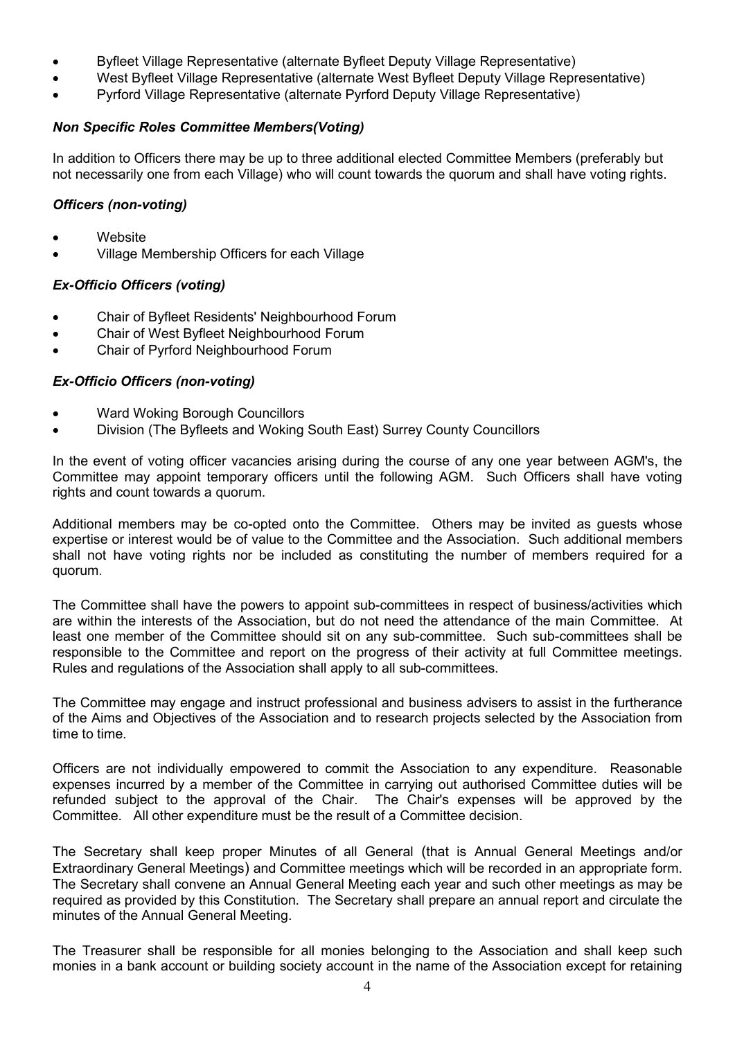- Byfleet Village Representative (alternate Byfleet Deputy Village Representative)
- West Byfleet Village Representative (alternate West Byfleet Deputy Village Representative)
- Pyrford Village Representative (alternate Pyrford Deputy Village Representative)

### *Non Specific Roles Committee Members(Voting)*

In addition to Officers there may be up to three additional elected Committee Members (preferably but not necessarily one from each Village) who will count towards the quorum and shall have voting rights.

### *Officers (non-voting)*

- Website
- Village Membership Officers for each Village

### *Ex-Officio Officers (voting)*

- Chair of Byfleet Residents' Neighbourhood Forum
- Chair of West Byfleet Neighbourhood Forum
- Chair of Pyrford Neighbourhood Forum

### *Ex-Officio Officers (non-voting)*

- Ward Woking Borough Councillors
- Division (The Byfleets and Woking South East) Surrey County Councillors

In the event of voting officer vacancies arising during the course of any one year between AGM's, the Committee may appoint temporary officers until the following AGM. Such Officers shall have voting rights and count towards a quorum.

Additional members may be co-opted onto the Committee. Others may be invited as guests whose expertise or interest would be of value to the Committee and the Association. Such additional members shall not have voting rights nor be included as constituting the number of members required for a quorum.

The Committee shall have the powers to appoint sub-committees in respect of business/activities which are within the interests of the Association, but do not need the attendance of the main Committee. At least one member of the Committee should sit on any sub-committee. Such sub-committees shall be responsible to the Committee and report on the progress of their activity at full Committee meetings. Rules and regulations of the Association shall apply to all sub-committees.

The Committee may engage and instruct professional and business advisers to assist in the furtherance of the Aims and Objectives of the Association and to research projects selected by the Association from time to time.

Officers are not individually empowered to commit the Association to any expenditure. Reasonable expenses incurred by a member of the Committee in carrying out authorised Committee duties will be refunded subject to the approval of the Chair. The Chair's expenses will be approved by the Committee. All other expenditure must be the result of a Committee decision.

The Secretary shall keep proper Minutes of all General (that is Annual General Meetings and/or Extraordinary General Meetings) and Committee meetings which will be recorded in an appropriate form. The Secretary shall convene an Annual General Meeting each year and such other meetings as may be required as provided by this Constitution. The Secretary shall prepare an annual report and circulate the minutes of the Annual General Meeting.

The Treasurer shall be responsible for all monies belonging to the Association and shall keep such monies in a bank account or building society account in the name of the Association except for retaining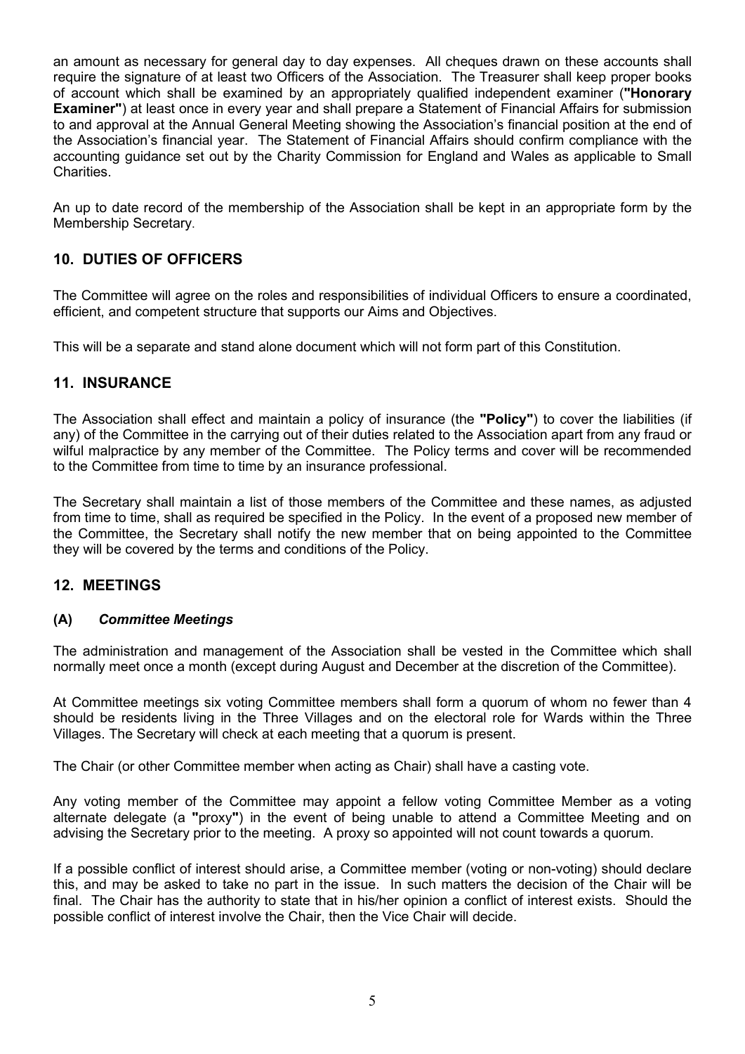an amount as necessary for general day to day expenses. All cheques drawn on these accounts shall require the signature of at least two Officers of the Association. The Treasurer shall keep proper books of account which shall be examined by an appropriately qualified independent examiner (**"Honorary Examiner"**) at least once in every year and shall prepare a Statement of Financial Affairs for submission to and approval at the Annual General Meeting showing the Association's financial position at the end of the Association's financial year. The Statement of Financial Affairs should confirm compliance with the accounting guidance set out by the Charity Commission for England and Wales as applicable to Small Charities.

An up to date record of the membership of the Association shall be kept in an appropriate form by the Membership Secretary.

## 10. DUTIES OF OFFICERS

The Committee will agree on the roles and responsibilities of individual Officers to ensure a coordinated, efficient, and competent structure that supports our Aims and Objectives.

This will be a separate and stand alone document which will not form part of this Constitution.

## 11. INSURANCE

The Association shall effect and maintain a policy of insurance (the **"Policy"**) to cover the liabilities (if any) of the Committee in the carrying out of their duties related to the Association apart from any fraud or wilful malpractice by any member of the Committee. The Policy terms and cover will be recommended to the Committee from time to time by an insurance professional.

The Secretary shall maintain a list of those members of the Committee and these names, as adjusted from time to time, shall as required be specified in the Policy. In the event of a proposed new member of the Committee, the Secretary shall notify the new member that on being appointed to the Committee they will be covered by the terms and conditions of the Policy.

## 12. MEETINGS

### (A) *Committee Meetings*

The administration and management of the Association shall be vested in the Committee which shall normally meet once a month (except during August and December at the discretion of the Committee).

At Committee meetings six voting Committee members shall form a quorum of whom no fewer than 4 should be residents living in the Three Villages and on the electoral role for Wards within the Three Villages. The Secretary will check at each meeting that a quorum is present.

The Chair (or other Committee member when acting as Chair) shall have a casting vote.

Any voting member of the Committee may appoint a fellow voting Committee Member as a voting alternate delegate (a **"**proxy**"**) in the event of being unable to attend a Committee Meeting and on advising the Secretary prior to the meeting. A proxy so appointed will not count towards a quorum.

If a possible conflict of interest should arise, a Committee member (voting or non-voting) should declare this, and may be asked to take no part in the issue. In such matters the decision of the Chair will be final. The Chair has the authority to state that in his/her opinion a conflict of interest exists. Should the possible conflict of interest involve the Chair, then the Vice Chair will decide.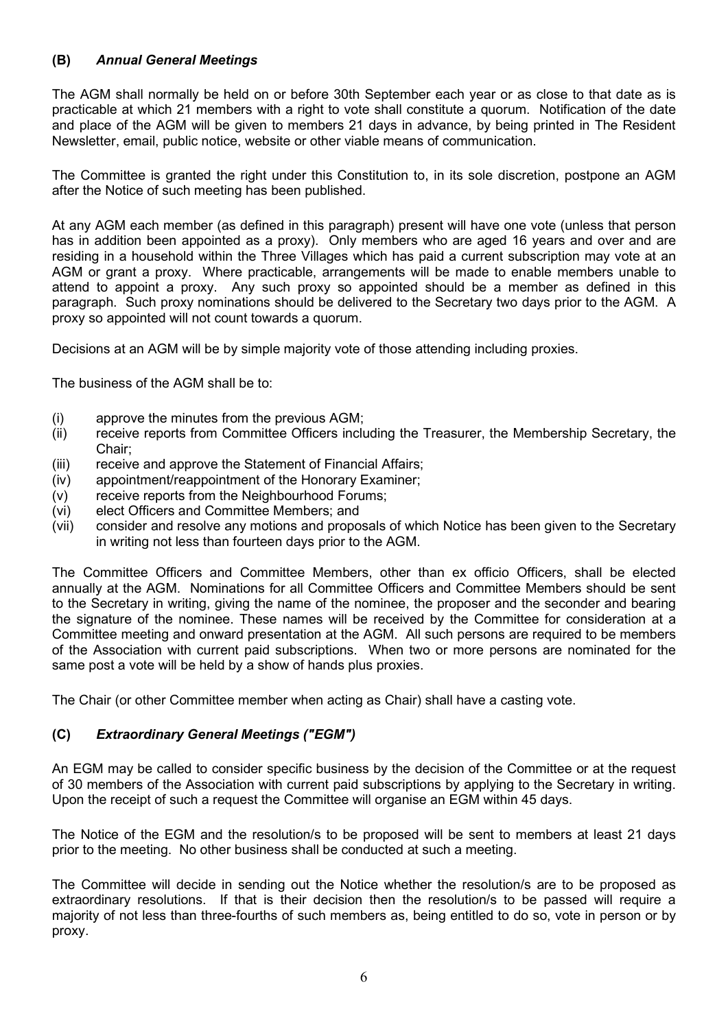### (B) *Annual General Meetings*

The AGM shall normally be held on or before 30th September each year or as close to that date as is practicable at which 21 members with a right to vote shall constitute a quorum. Notification of the date and place of the AGM will be given to members 21 days in advance, by being printed in The Resident Newsletter, email, public notice, website or other viable means of communication.

The Committee is granted the right under this Constitution to, in its sole discretion, postpone an AGM after the Notice of such meeting has been published.

At any AGM each member (as defined in this paragraph) present will have one vote (unless that person has in addition been appointed as a proxy). Only members who are aged 16 years and over and are residing in a household within the Three Villages which has paid a current subscription may vote at an AGM or grant a proxy. Where practicable, arrangements will be made to enable members unable to attend to appoint a proxy. Any such proxy so appointed should be a member as defined in this paragraph. Such proxy nominations should be delivered to the Secretary two days prior to the AGM. A proxy so appointed will not count towards a quorum.

Decisions at an AGM will be by simple majority vote of those attending including proxies.

The business of the AGM shall be to:

(i) approve the minutes from the previous AGM;
(ii) receive reports from Committee Officers including the Treasurer, the Membership Secretary, the Chair;
(iii) receive and approve the Statement of Financial Affairs;
(iv) appointment/reappointment of the Honorary Examiner;
(v) receive reports from the Neighbourhood Forums;
(vi) elect Officers and Committee Members; and
(vii) consider and resolve any motions and proposals of which Notice has been given to the Secretary in writing not less than fourteen days prior to the AGM.

The Committee Officers and Committee Members, other than ex officio Officers, shall be elected annually at the AGM. Nominations for all Committee Officers and Committee Members should be sent to the Secretary in writing, giving the name of the nominee, the proposer and the seconder and bearing the signature of the nominee. These names will be received by the Committee for consideration at a Committee meeting and onward presentation at the AGM. All such persons are required to be members of the Association with current paid subscriptions. When two or more persons are nominated for the same post a vote will be held by a show of hands plus proxies.

The Chair (or other Committee member when acting as Chair) shall have a casting vote.

### (C) *Extraordinary General Meetings ("EGM")*

An EGM may be called to consider specific business by the decision of the Committee or at the request of 30 members of the Association with current paid subscriptions by applying to the Secretary in writing. Upon the receipt of such a request the Committee will organise an EGM within 45 days.

The Notice of the EGM and the resolution/s to be proposed will be sent to members at least 21 days prior to the meeting. No other business shall be conducted at such a meeting.

The Committee will decide in sending out the Notice whether the resolution/s are to be proposed as extraordinary resolutions. If that is their decision then the resolution/s to be passed will require a majority of not less than three-fourths of such members as, being entitled to do so, vote in person or by proxy.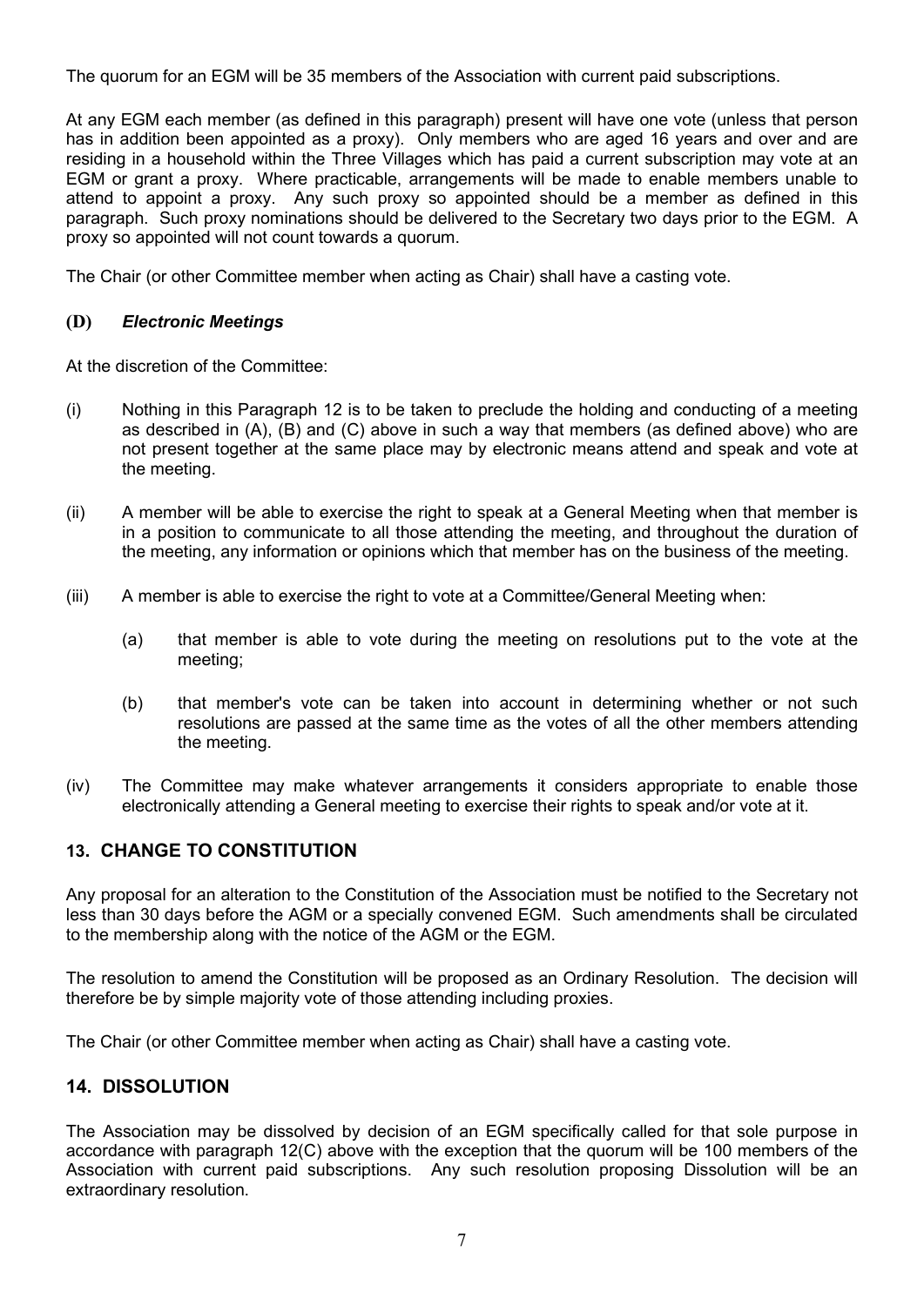The quorum for an EGM will be 35 members of the Association with current paid subscriptions.

At any EGM each member (as defined in this paragraph) present will have one vote (unless that person has in addition been appointed as a proxy). Only members who are aged 16 years and over and are residing in a household within the Three Villages which has paid a current subscription may vote at an EGM or grant a proxy. Where practicable, arrangements will be made to enable members unable to attend to appoint a proxy. Any such proxy so appointed should be a member as defined in this paragraph. Such proxy nominations should be delivered to the Secretary two days prior to the EGM. A proxy so appointed will not count towards a quorum.

The Chair (or other Committee member when acting as Chair) shall have a casting vote.

### (D) *Electronic Meetings*

At the discretion of the Committee:

(i) Nothing in this Paragraph 12 is to be taken to preclude the holding and conducting of a meeting as described in (A), (B) and (C) above in such a way that members (as defined above) who are not present together at the same place may by electronic means attend and speak and vote at the meeting.

(ii) A member will be able to exercise the right to speak at a General Meeting when that member is in a position to communicate to all those attending the meeting, and throughout the duration of the meeting, any information or opinions which that member has on the business of the meeting.

(iii) A member is able to exercise the right to vote at a Committee/General Meeting when:

- (a) that member is able to vote during the meeting on resolutions put to the vote at the meeting;
- (b) that member's vote can be taken into account in determining whether or not such resolutions are passed at the same time as the votes of all the other members attending the meeting.

(iv) The Committee may make whatever arrangements it considers appropriate to enable those electronically attending a General meeting to exercise their rights to speak and/or vote at it.

## 13. CHANGE TO CONSTITUTION

Any proposal for an alteration to the Constitution of the Association must be notified to the Secretary not less than 30 days before the AGM or a specially convened EGM. Such amendments shall be circulated to the membership along with the notice of the AGM or the EGM.

The resolution to amend the Constitution will be proposed as an Ordinary Resolution. The decision will therefore be by simple majority vote of those attending including proxies.

The Chair (or other Committee member when acting as Chair) shall have a casting vote.

## 14. DISSOLUTION

The Association may be dissolved by decision of an EGM specifically called for that sole purpose in accordance with paragraph 12(C) above with the exception that the quorum will be 100 members of the Association with current paid subscriptions. Any such resolution proposing Dissolution will be an extraordinary resolution.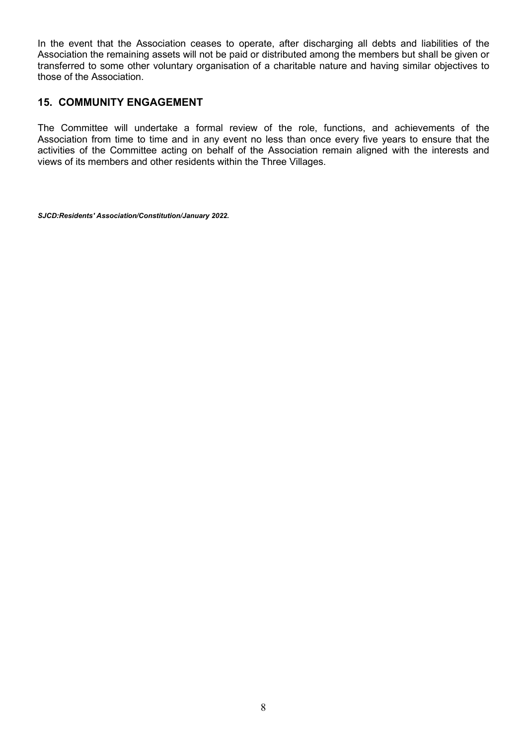In the event that the Association ceases to operate, after discharging all debts and liabilities of the Association the remaining assets will not be paid or distributed among the members but shall be given or transferred to some other voluntary organisation of a charitable nature and having similar objectives to those of the Association.

## 15. COMMUNITY ENGAGEMENT

The Committee will undertake a formal review of the role, functions, and achievements of the Association from time to time and in any event no less than once every five years to ensure that the activities of the Committee acting on behalf of the Association remain aligned with the interests and views of its members and other residents within the Three Villages.

***SJCD:Residents' Association/Constitution/January 2022.***